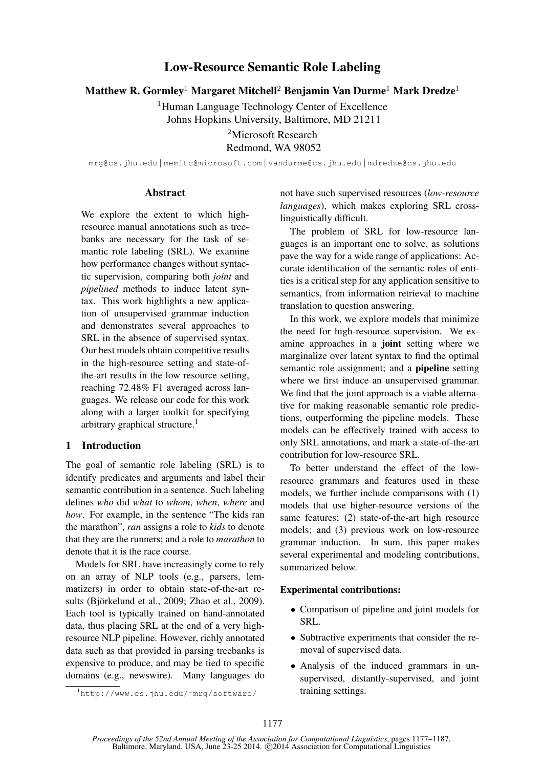# Low-Resource Semantic Role Labeling

**Matthew R. Gormley**[1] **Margaret Mitchell**[2] **Benjamin Van Durme**[1] **Mark Dredze**[1]

[1]Human Language Technology Center of Excellence
Johns Hopkins University, Baltimore, MD 21211

[2]Microsoft Research
Redmond, WA 98052

mrg@cs.jhu.edu | memitc@microsoft.com | vandurme@cs.jhu.edu | mdredze@cs.jhu.edu

## Abstract

We explore the extent to which high-resource manual annotations such as treebanks are necessary for the task of semantic role labeling (SRL). We examine how performance changes without syntactic supervision, comparing both *joint* and *pipelined* methods to induce latent syntax. This work highlights a new application of unsupervised grammar induction and demonstrates several approaches to SRL in the absence of supervised syntax. Our best models obtain competitive results in the high-resource setting and state-of-the-art results in the low resource setting, reaching 72.48% F1 averaged across languages. We release our code for this work along with a larger toolkit for specifying arbitrary graphical structure.[1]

## 1 Introduction

The goal of semantic role labeling (SRL) is to identify predicates and arguments and label their semantic contribution in a sentence. Such labeling defines *who* did *what* to *whom*, *when*, *where* and *how*. For example, in the sentence "The kids ran the marathon", *ran* assigns a role to *kids* to denote that they are the runners; and a role to *marathon* to denote that it is the race course.

Models for SRL have increasingly come to rely on an array of NLP tools (e.g., parsers, lemmatizers) in order to obtain state-of-the-art results (Björkelund et al., 2009; Zhao et al., 2009). Each tool is typically trained on hand-annotated data, thus placing SRL at the end of a very high-resource NLP pipeline. However, richly annotated data such as that provided in parsing treebanks is expensive to produce, and may be tied to specific domains (e.g., newswire). Many languages do not have such supervised resources (*low-resource languages*), which makes exploring SRL cross-linguistically difficult.

The problem of SRL for low-resource languages is an important one to solve, as solutions pave the way for a wide range of applications: Accurate identification of the semantic roles of entities is a critical step for any application sensitive to semantics, from information retrieval to machine translation to question answering.

In this work, we explore models that minimize the need for high-resource supervision. We examine approaches in a **joint** setting where we marginalize over latent syntax to find the optimal semantic role assignment; and a **pipeline** setting where we first induce an unsupervised grammar. We find that the joint approach is a viable alternative for making reasonable semantic role predictions, outperforming the pipeline models. These models can be effectively trained with access to only SRL annotations, and mark a state-of-the-art contribution for low-resource SRL.

To better understand the effect of the low-resource grammars and features used in these models, we further include comparisons with (1) models that use higher-resource versions of the same features; (2) state-of-the-art high resource models; and (3) previous work on low-resource grammar induction. In sum, this paper makes several experimental and modeling contributions, summarized below.

**Experimental contributions:**

- Comparison of pipeline and joint models for SRL.
- Subtractive experiments that consider the removal of supervised data.
- Analysis of the induced grammars in unsupervised, distantly-supervised, and joint training settings.

[1]http://www.cs.jhu.edu/~mrg/software/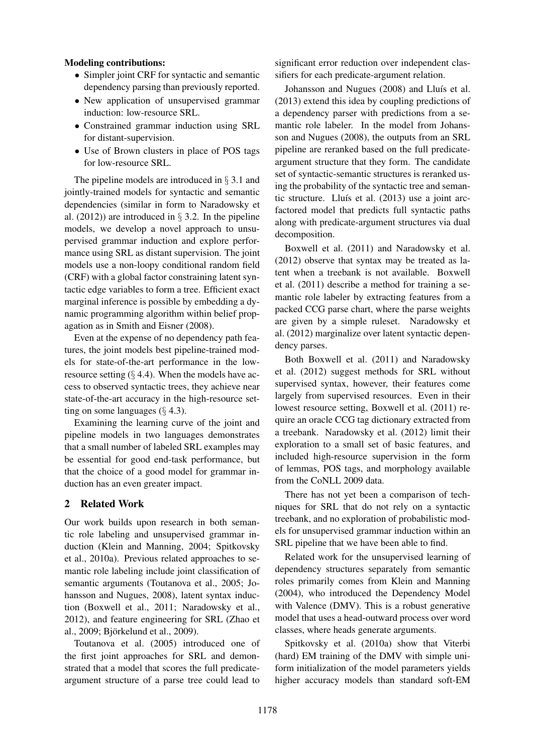**Modeling contributions:**

- Simpler joint CRF for syntactic and semantic dependency parsing than previously reported.
- New application of unsupervised grammar induction: low-resource SRL.
- Constrained grammar induction using SRL for distant-supervision.
- Use of Brown clusters in place of POS tags for low-resource SRL.

The pipeline models are introduced in § 3.1 and jointly-trained models for syntactic and semantic dependencies (similar in form to Naradowsky et al. (2012)) are introduced in § 3.2. In the pipeline models, we develop a novel approach to unsupervised grammar induction and explore performance using SRL as distant supervision. The joint models use a non-loopy conditional random field (CRF) with a global factor constraining latent syntactic edge variables to form a tree. Efficient exact marginal inference is possible by embedding a dynamic programming algorithm within belief propagation as in Smith and Eisner (2008).

Even at the expense of no dependency path features, the joint models best pipeline-trained models for state-of-the-art performance in the low-resource setting (§ 4.4). When the models have access to observed syntactic trees, they achieve near state-of-the-art accuracy in the high-resource setting on some languages (§ 4.3).

Examining the learning curve of the joint and pipeline models in two languages demonstrates that a small number of labeled SRL examples may be essential for good end-task performance, but that the choice of a good model for grammar induction has an even greater impact.

## 2 Related Work

Our work builds upon research in both semantic role labeling and unsupervised grammar induction (Klein and Manning, 2004; Spitkovsky et al., 2010a). Previous related approaches to semantic role labeling include joint classification of semantic arguments (Toutanova et al., 2005; Johansson and Nugues, 2008), latent syntax induction (Boxwell et al., 2011; Naradowsky et al., 2012), and feature engineering for SRL (Zhao et al., 2009; Björkelund et al., 2009).

Toutanova et al. (2005) introduced one of the first joint approaches for SRL and demonstrated that a model that scores the full predicate-argument structure of a parse tree could lead to significant error reduction over independent classifiers for each predicate-argument relation.

Johansson and Nugues (2008) and Lluís et al. (2013) extend this idea by coupling predictions of a dependency parser with predictions from a semantic role labeler. In the model from Johansson and Nugues (2008), the outputs from an SRL pipeline are reranked based on the full predicate-argument structure that they form. The candidate set of syntactic-semantic structures is reranked using the probability of the syntactic tree and semantic structure. Lluís et al. (2013) use a joint arc-factored model that predicts full syntactic paths along with predicate-argument structures via dual decomposition.

Boxwell et al. (2011) and Naradowsky et al. (2012) observe that syntax may be treated as latent when a treebank is not available. Boxwell et al. (2011) describe a method for training a semantic role labeler by extracting features from a packed CCG parse chart, where the parse weights are given by a simple ruleset. Naradowsky et al. (2012) marginalize over latent syntactic dependency parses.

Both Boxwell et al. (2011) and Naradowsky et al. (2012) suggest methods for SRL without supervised syntax, however, their features come largely from supervised resources. Even in their lowest resource setting, Boxwell et al. (2011) require an oracle CCG tag dictionary extracted from a treebank. Naradowsky et al. (2012) limit their exploration to a small set of basic features, and included high-resource supervision in the form of lemmas, POS tags, and morphology available from the CoNLL 2009 data.

There has not yet been a comparison of techniques for SRL that do not rely on a syntactic treebank, and no exploration of probabilistic models for unsupervised grammar induction within an SRL pipeline that we have been able to find.

Related work for the unsupervised learning of dependency structures separately from semantic roles primarily comes from Klein and Manning (2004), who introduced the Dependency Model with Valence (DMV). This is a robust generative model that uses a head-outward process over word classes, where heads generate arguments.

Spitkovsky et al. (2010a) show that Viterbi (hard) EM training of the DMV with simple uniform initialization of the model parameters yields higher accuracy models than standard soft-EM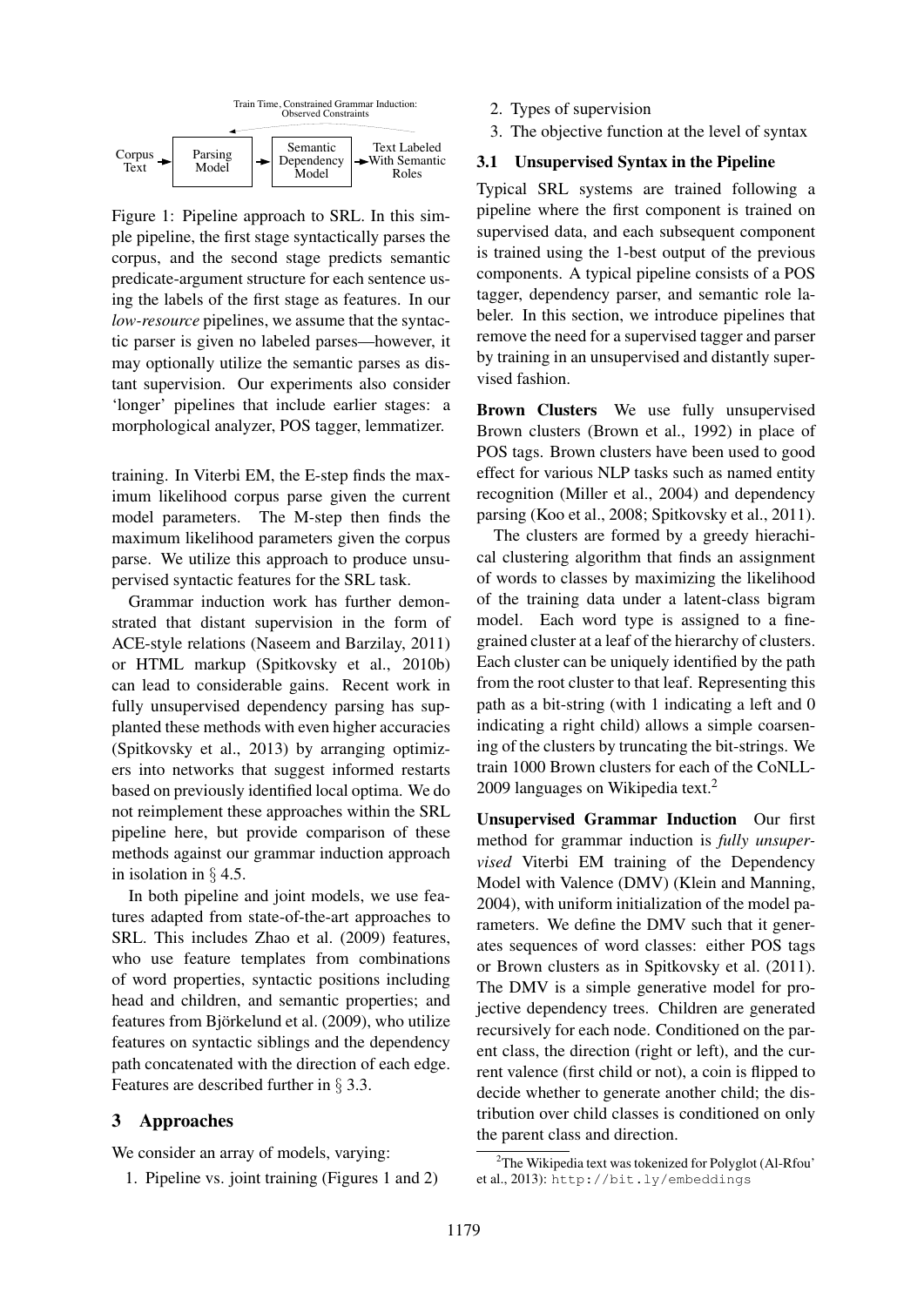Train Time, Constrained Grammar Induction: Observed Constraints

Corpus Text → Parsing Model → Semantic Dependency Model → Text Labeled With Semantic Roles

Figure 1: Pipeline approach to SRL. In this simple pipeline, the first stage syntactically parses the corpus, and the second stage predicts semantic predicate-argument structure for each sentence using the labels of the first stage as features. In our *low-resource* pipelines, we assume that the syntactic parser is given no labeled parses—however, it may optionally utilize the semantic parses as distant supervision. Our experiments also consider 'longer' pipelines that include earlier stages: a morphological analyzer, POS tagger, lemmatizer.

training. In Viterbi EM, the E-step finds the maximum likelihood corpus parse given the current model parameters. The M-step then finds the maximum likelihood parameters given the corpus parse. We utilize this approach to produce unsupervised syntactic features for the SRL task.

Grammar induction work has further demonstrated that distant supervision in the form of ACE-style relations (Naseem and Barzilay, 2011) or HTML markup (Spitkovsky et al., 2010b) can lead to considerable gains. Recent work in fully unsupervised dependency parsing has supplanted these methods with even higher accuracies (Spitkovsky et al., 2013) by arranging optimizers into networks that suggest informed restarts based on previously identified local optima. We do not reimplement these approaches within the SRL pipeline here, but provide comparison of these methods against our grammar induction approach in isolation in § 4.5.

In both pipeline and joint models, we use features adapted from state-of-the-art approaches to SRL. This includes Zhao et al. (2009) features, who use feature templates from combinations of word properties, syntactic positions including head and children, and semantic properties; and features from Björkelund et al. (2009), who utilize features on syntactic siblings and the dependency path concatenated with the direction of each edge. Features are described further in § 3.3.

## 3 Approaches

We consider an array of models, varying:

1. Pipeline vs. joint training (Figures 1 and 2)
2. Types of supervision
3. The objective function at the level of syntax

### 3.1 Unsupervised Syntax in the Pipeline

Typical SRL systems are trained following a pipeline where the first component is trained on supervised data, and each subsequent component is trained using the 1-best output of the previous components. A typical pipeline consists of a POS tagger, dependency parser, and semantic role labeler. In this section, we introduce pipelines that remove the need for a supervised tagger and parser by training in an unsupervised and distantly supervised fashion.

**Brown Clusters** We use fully unsupervised Brown clusters (Brown et al., 1992) in place of POS tags. Brown clusters have been used to good effect for various NLP tasks such as named entity recognition (Miller et al., 2004) and dependency parsing (Koo et al., 2008; Spitkovsky et al., 2011).

The clusters are formed by a greedy hierachical clustering algorithm that finds an assignment of words to classes by maximizing the likelihood of the training data under a latent-class bigram model. Each word type is assigned to a fine-grained cluster at a leaf of the hierarchy of clusters. Each cluster can be uniquely identified by the path from the root cluster to that leaf. Representing this path as a bit-string (with 1 indicating a left and 0 indicating a right child) allows a simple coarsening of the clusters by truncating the bit-strings. We train 1000 Brown clusters for each of the CoNLL-2009 languages on Wikipedia text.[2]

**Unsupervised Grammar Induction** Our first method for grammar induction is *fully unsupervised* Viterbi EM training of the Dependency Model with Valence (DMV) (Klein and Manning, 2004), with uniform initialization of the model parameters. We define the DMV such that it generates sequences of word classes: either POS tags or Brown clusters as in Spitkovsky et al. (2011). The DMV is a simple generative model for projective dependency trees. Children are generated recursively for each node. Conditioned on the parent class, the direction (right or left), and the current valence (first child or not), a coin is flipped to decide whether to generate another child; the distribution over child classes is conditioned on only the parent class and direction.

[2] The Wikipedia text was tokenized for Polyglot (Al-Rfou' et al., 2013): http://bit.ly/embeddings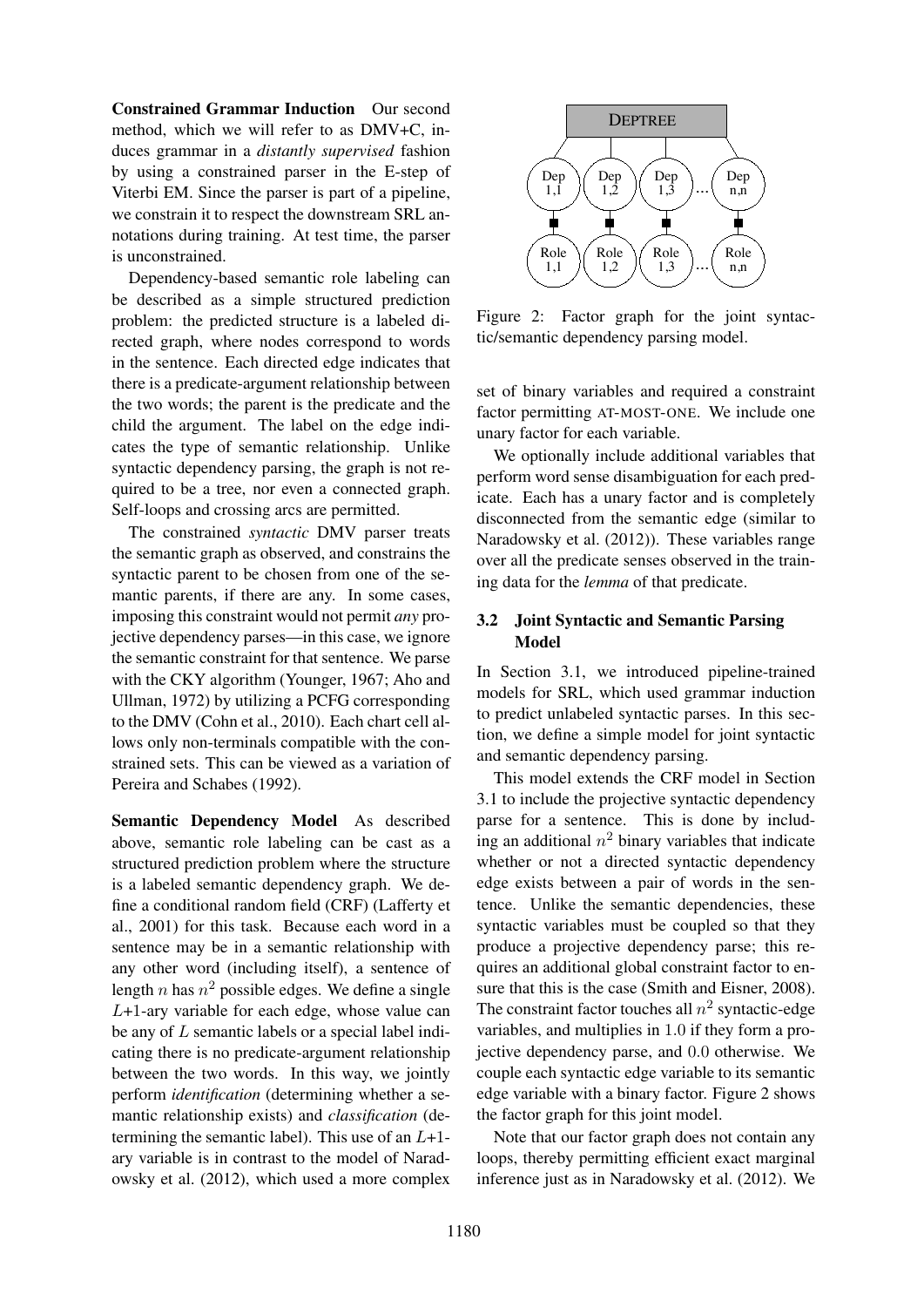**Constrained Grammar Induction** Our second method, which we will refer to as DMV+C, induces grammar in a *distantly supervised* fashion by using a constrained parser in the E-step of Viterbi EM. Since the parser is part of a pipeline, we constrain it to respect the downstream SRL annotations during training. At test time, the parser is unconstrained.

Dependency-based semantic role labeling can be described as a simple structured prediction problem: the predicted structure is a labeled directed graph, where nodes correspond to words in the sentence. Each directed edge indicates that there is a predicate-argument relationship between the two words; the parent is the predicate and the child the argument. The label on the edge indicates the type of semantic relationship. Unlike syntactic dependency parsing, the graph is not required to be a tree, nor even a connected graph. Self-loops and crossing arcs are permitted.

The constrained *syntactic* DMV parser treats the semantic graph as observed, and constrains the syntactic parent to be chosen from one of the semantic parents, if there are any. In some cases, imposing this constraint would not permit *any* projective dependency parses—in this case, we ignore the semantic constraint for that sentence. We parse with the CKY algorithm (Younger, 1967; Aho and Ullman, 1972) by utilizing a PCFG corresponding to the DMV (Cohn et al., 2010). Each chart cell allows only non-terminals compatible with the constrained sets. This can be viewed as a variation of Pereira and Schabes (1992).

**Semantic Dependency Model** As described above, semantic role labeling can be cast as a structured prediction problem where the structure is a labeled semantic dependency graph. We define a conditional random field (CRF) (Lafferty et al., 2001) for this task. Because each word in a sentence may be in a semantic relationship with any other word (including itself), a sentence of length $n$ has $n^2$ possible edges. We define a single $L$+1-ary variable for each edge, whose value can be any of $L$ semantic labels or a special label indicating there is no predicate-argument relationship between the two words. In this way, we jointly perform *identification* (determining whether a semantic relationship exists) and *classification* (determining the semantic label). This use of an $L$+1-ary variable is in contrast to the model of Naradowsky et al. (2012), which used a more complex set of binary variables and required a constraint factor permitting AT-MOST-ONE. We include one unary factor for each variable.

We optionally include additional variables that perform word sense disambiguation for each predicate. Each has a unary factor and is completely disconnected from the semantic edge (similar to Naradowsky et al. (2012)). These variables range over all the predicate senses observed in the training data for the *lemma* of that predicate.

Figure 2: Factor graph for the joint syntactic/semantic dependency parsing model.

### 3.2 Joint Syntactic and Semantic Parsing Model

In Section 3.1, we introduced pipeline-trained models for SRL, which used grammar induction to predict unlabeled syntactic parses. In this section, we define a simple model for joint syntactic and semantic dependency parsing.

This model extends the CRF model in Section 3.1 to include the projective syntactic dependency parse for a sentence. This is done by including an additional $n^2$ binary variables that indicate whether or not a directed syntactic dependency edge exists between a pair of words in the sentence. Unlike the semantic dependencies, these syntactic variables must be coupled so that they produce a projective dependency parse; this requires an additional global constraint factor to ensure that this is the case (Smith and Eisner, 2008). The constraint factor touches all $n^2$ syntactic-edge variables, and multiplies in 1.0 if they form a projective dependency parse, and 0.0 otherwise. We couple each syntactic edge variable to its semantic edge variable with a binary factor. Figure 2 shows the factor graph for this joint model.

Note that our factor graph does not contain any loops, thereby permitting efficient exact marginal inference just as in Naradowsky et al. (2012). We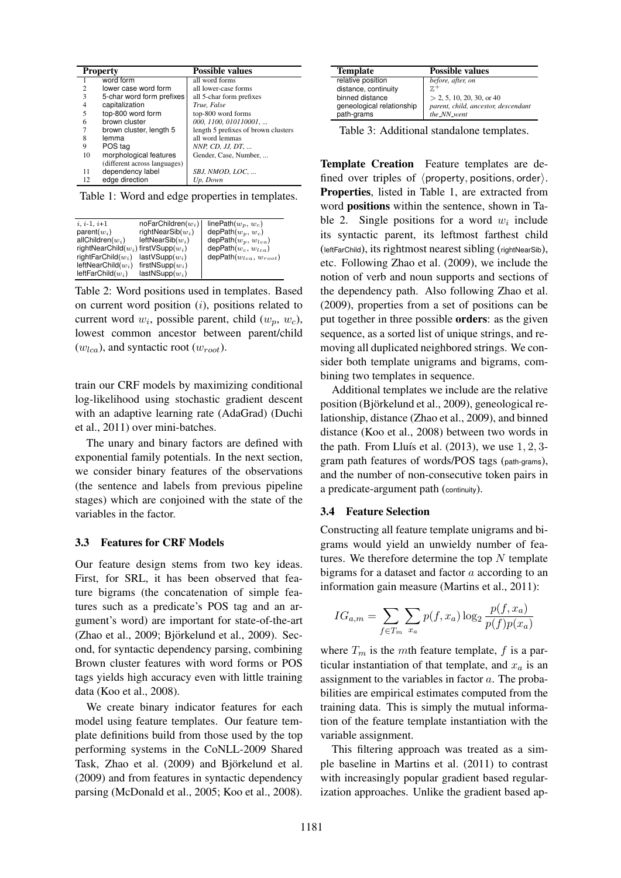| Property | | Possible values |
|---|---|---|
| 1 | word form | all word forms |
| 2 | lower case word form | all lower-case forms |
| 3 | 5-char word form prefixes | all 5-char form prefixes |
| 4 | capitalization | *True, False* |
| 5 | top-800 word form | top-800 word forms |
| 6 | brown cluster | *000, 1100, 010110001, ...* |
| 7 | brown cluster, length 5 | length 5 prefixes of brown clusters |
| 8 | lemma | all word lemmas |
| 9 | POS tag | *NNP, CD, JJ, DT, ...* |
| 10 | morphological features (different across languages) | Gender, Case, Number, ... |
| 11 | dependency label | *SBJ, NMOD, LOC, ...* |
| 12 | edge direction | *Up, Down* |

Table 1: Word and edge properties in templates.

| | | |
|---|---|---|
| $i$, $i$-1, $i$+1 | noFarChildren($w_i$) | linePath($w_p$, $w_c$) |
| parent($w_i$) | rightNearSib($w_i$) | depPath($w_p$, $w_c$) |
| allChildren($w_i$) | leftNearSib($w_i$) | depPath($w_p$, $w_{lca}$) |
| rightNearChild($w_i$) | firstVSupp($w_i$) | depPath($w_c$, $w_{lca}$) |
| rightFarChild($w_i$) | lastVSupp($w_i$) | depPath($w_{lca}$, $w_{root}$) |
| leftNearChild($w_i$) | firstNSupp($w_i$) | |
| leftFarChild($w_i$) | lastNSupp($w_i$) | |

Table 2: Word positions used in templates. Based on current word position ($i$), positions related to current word $w_i$, possible parent, child ($w_p$, $w_c$), lowest common ancestor between parent/child ($w_{lca}$), and syntactic root ($w_{root}$).

train our CRF models by maximizing conditional log-likelihood using stochastic gradient descent with an adaptive learning rate (AdaGrad) (Duchi et al., 2011) over mini-batches.

The unary and binary factors are defined with exponential family potentials. In the next section, we consider binary features of the observations (the sentence and labels from previous pipeline stages) which are conjoined with the state of the variables in the factor.

### 3.3 Features for CRF Models

Our feature design stems from two key ideas. First, for SRL, it has been observed that feature bigrams (the concatenation of simple features such as a predicate's POS tag and an argument's word) are important for state-of-the-art (Zhao et al., 2009; Björkelund et al., 2009). Second, for syntactic dependency parsing, combining Brown cluster features with word forms or POS tags yields high accuracy even with little training data (Koo et al., 2008).

We create binary indicator features for each model using feature templates. Our feature template definitions build from those used by the top performing systems in the CoNLL-2009 Shared Task, Zhao et al. (2009) and Björkelund et al. (2009) and from features in syntactic dependency parsing (McDonald et al., 2005; Koo et al., 2008).

| Template | Possible values |
|---|---|
| relative position | *before, after, on* |
| distance, continuity | $\mathbb{Z}^+$ |
| binned distance | $>$ 2, 5, 10, 20, 30, or 40 |
| geneological relationship | *parent, child, ancestor, descendant* |
| path-grams | *the_NN_went* |

Table 3: Additional standalone templates.

**Template Creation** Feature templates are defined over triples of ⟨property, positions, order⟩. **Properties**, listed in Table 1, are extracted from word **positions** within the sentence, shown in Table 2. Single positions for a word $w_i$ include its syntactic parent, its leftmost farthest child (leftFarChild), its rightmost nearest sibling (rightNearSib), etc. Following Zhao et al. (2009), we include the notion of verb and noun supports and sections of the dependency path. Also following Zhao et al. (2009), properties from a set of positions can be put together in three possible **orders**: as the given sequence, as a sorted list of unique strings, and removing all duplicated neighbored strings. We consider both template unigrams and bigrams, combining two templates in sequence.

Additional templates we include are the relative position (Björkelund et al., 2009), geneological relationship, distance (Zhao et al., 2009), and binned distance (Koo et al., 2008) between two words in the path. From Lluís et al. (2013), we use $1, 2, 3$-gram path features of words/POS tags (path-grams), and the number of non-consecutive token pairs in a predicate-argument path (continuity).

### 3.4 Feature Selection

Constructing all feature template unigrams and bigrams would yield an unwieldy number of features. We therefore determine the top $N$ template bigrams for a dataset and factor $a$ according to an information gain measure (Martins et al., 2011):

$$IG_{a,m} = \sum_{f \in T_m} \sum_{x_a} p(f, x_a) \log_2 \frac{p(f, x_a)}{p(f)p(x_a)}$$

where $T_m$ is the $m$th feature template, $f$ is a particular instantiation of that template, and $x_a$ is an assignment to the variables in factor $a$. The probabilities are empirical estimates computed from the training data. This is simply the mutual information of the feature template instantiation with the variable assignment.

This filtering approach was treated as a simple baseline in Martins et al. (2011) to contrast with increasingly popular gradient based regularization approaches. Unlike the gradient based ap-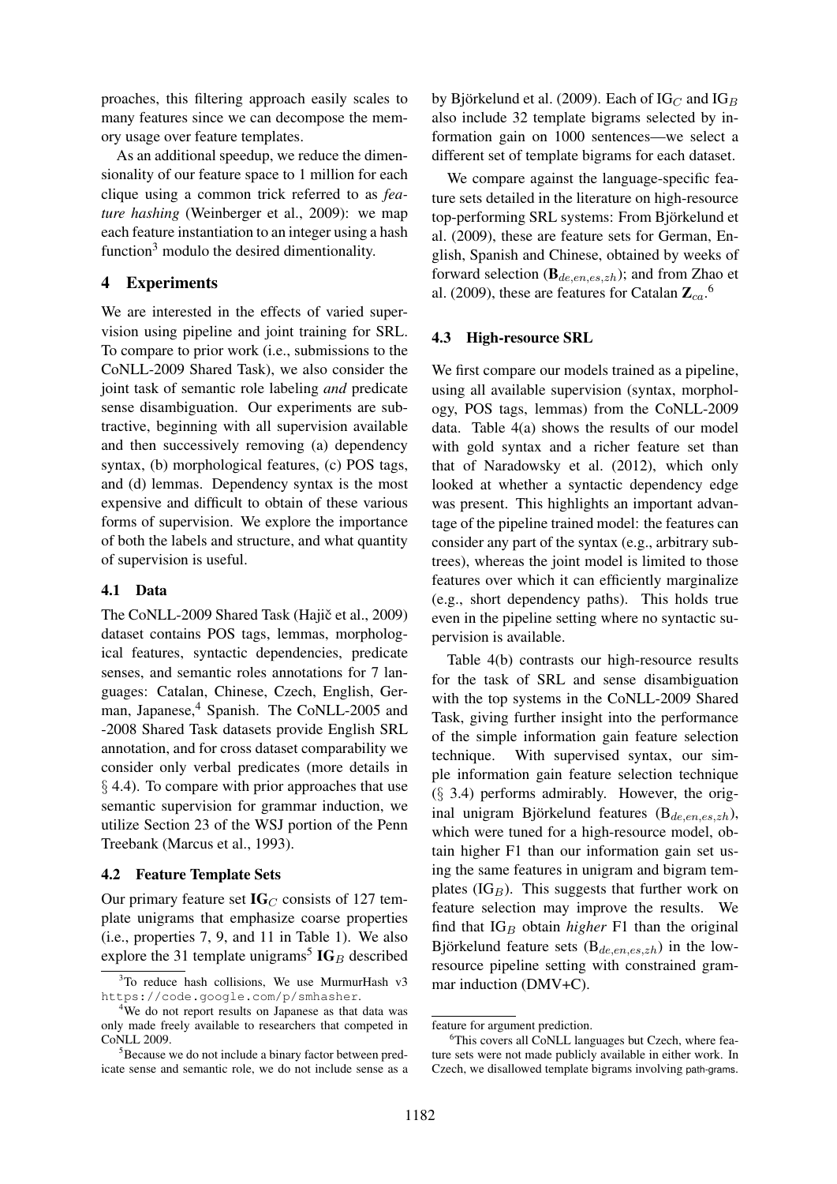proaches, this filtering approach easily scales to many features since we can decompose the memory usage over feature templates.

As an additional speedup, we reduce the dimensionality of our feature space to 1 million for each clique using a common trick referred to as *feature hashing* (Weinberger et al., 2009): we map each feature instantiation to an integer using a hash function[3] modulo the desired dimentionality.

## 4 Experiments

We are interested in the effects of varied supervision using pipeline and joint training for SRL. To compare to prior work (i.e., submissions to the CoNLL-2009 Shared Task), we also consider the joint task of semantic role labeling *and* predicate sense disambiguation. Our experiments are subtractive, beginning with all supervision available and then successively removing (a) dependency syntax, (b) morphological features, (c) POS tags, and (d) lemmas. Dependency syntax is the most expensive and difficult to obtain of these various forms of supervision. We explore the importance of both the labels and structure, and what quantity of supervision is useful.

### 4.1 Data

The CoNLL-2009 Shared Task (Hajič et al., 2009) dataset contains POS tags, lemmas, morphological features, syntactic dependencies, predicate senses, and semantic roles annotations for 7 languages: Catalan, Chinese, Czech, English, German, Japanese,[4] Spanish. The CoNLL-2005 and -2008 Shared Task datasets provide English SRL annotation, and for cross dataset comparability we consider only verbal predicates (more details in § 4.4). To compare with prior approaches that use semantic supervision for grammar induction, we utilize Section 23 of the WSJ portion of the Penn Treebank (Marcus et al., 1993).

### 4.2 Feature Template Sets

Our primary feature set $\mathbf{IG}_C$ consists of 127 template unigrams that emphasize coarse properties (i.e., properties 7, 9, and 11 in Table 1). We also explore the 31 template unigrams[5] $\mathbf{IG}_B$ described by Björkelund et al. (2009). Each of $\text{IG}_C$ and $\text{IG}_B$ also include 32 template bigrams selected by information gain on 1000 sentences—we select a different set of template bigrams for each dataset.

We compare against the language-specific feature sets detailed in the literature on high-resource top-performing SRL systems: From Björkelund et al. (2009), these are feature sets for German, English, Spanish and Chinese, obtained by weeks of forward selection ($\mathbf{B}_{de,en,es,zh}$); and from Zhao et al. (2009), these are features for Catalan $\mathbf{Z}_{ca}$.[6]

### 4.3 High-resource SRL

We first compare our models trained as a pipeline, using all available supervision (syntax, morphology, POS tags, lemmas) from the CoNLL-2009 data. Table 4(a) shows the results of our model with gold syntax and a richer feature set than that of Naradowsky et al. (2012), which only looked at whether a syntactic dependency edge was present. This highlights an important advantage of the pipeline trained model: the features can consider any part of the syntax (e.g., arbitrary subtrees), whereas the joint model is limited to those features over which it can efficiently marginalize (e.g., short dependency paths). This holds true even in the pipeline setting where no syntactic supervision is available.

Table 4(b) contrasts our high-resource results for the task of SRL and sense disambiguation with the top systems in the CoNLL-2009 Shared Task, giving further insight into the performance of the simple information gain feature selection technique. With supervised syntax, our simple information gain feature selection technique (§ 3.4) performs admirably. However, the original unigram Björkelund features ($\text{B}_{de,en,es,zh}$), which were tuned for a high-resource model, obtain higher F1 than our information gain set using the same features in unigram and bigram templates ($\text{IG}_B$). This suggests that further work on feature selection may improve the results. We find that $\text{IG}_B$ obtain *higher* F1 than the original Björkelund feature sets ($\text{B}_{de,en,es,zh}$) in the low-resource pipeline setting with constrained grammar induction (DMV+C).

[3] To reduce hash collisions, We use MurmurHash v3 https://code.google.com/p/smhasher.

[4] We do not report results on Japanese as that data was only made freely available to researchers that competed in CoNLL 2009.

[5] Because we do not include a binary factor between predicate sense and semantic role, we do not include sense as a feature for argument prediction.

[6] This covers all CoNLL languages but Czech, where feature sets were not made publicly available in either work. In Czech, we disallowed template bigrams involving path-grams.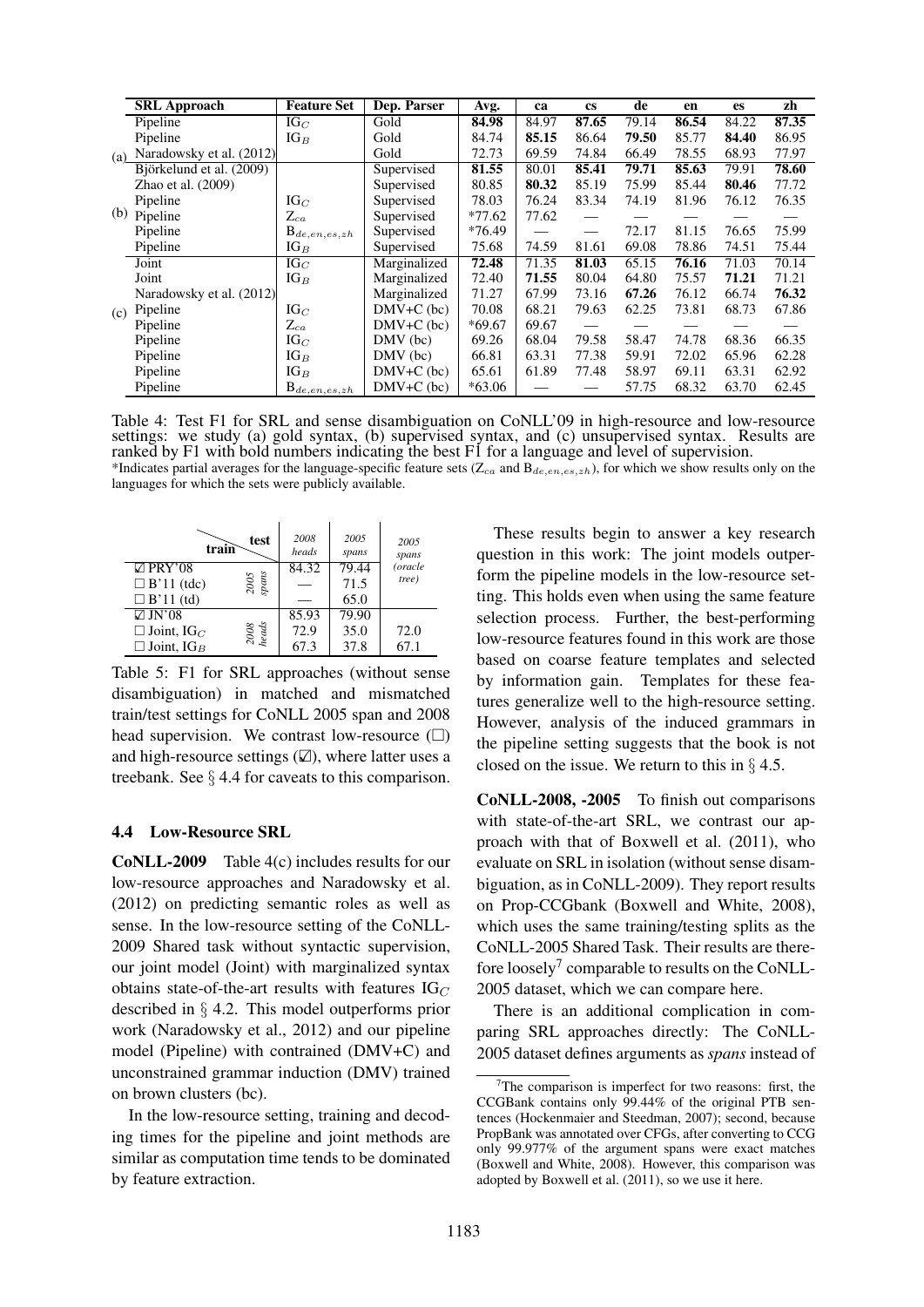| | SRL Approach | Feature Set | Dep. Parser | Avg. | ca | cs | de | en | es | zh |
|---|---|---|---|---|---|---|---|---|---|---|
| (a) | Pipeline | $IG_C$ | Gold | **84.98** | 84.97 | **87.65** | 79.14 | **86.54** | 84.22 | **87.35** |
| | Pipeline | $IG_B$ | Gold | 84.74 | **85.15** | 86.64 | **79.50** | 85.77 | **84.40** | 86.95 |
| | Naradowsky et al. (2012) | | Gold | 72.73 | 69.59 | 74.84 | 66.49 | 78.55 | 68.93 | 77.97 |
| (b) | Björkelund et al. (2009) | | Supervised | **81.55** | 80.01 | **85.41** | **79.71** | **85.63** | 79.91 | **78.60** |
| | Zhao et al. (2009) | | Supervised | 80.85 | **80.32** | 85.19 | 75.99 | 85.44 | **80.46** | 77.72 |
| | Pipeline | $IG_C$ | Supervised | 78.03 | 76.24 | 83.34 | 74.19 | 81.96 | 76.12 | 76.35 |
| | Pipeline | $Z_{ca}$ | Supervised | *77.62 | 77.62 | — | — | — | — | — |
| | Pipeline | $B_{de,en,es,zh}$ | Supervised | *76.49 | — | — | 72.17 | 81.15 | 76.65 | 75.99 |
| | Pipeline | $IG_B$ | Supervised | 75.68 | 74.59 | 81.61 | 69.08 | 78.86 | 74.51 | 75.44 |
| (c) | Joint | $IG_C$ | Marginalized | **72.48** | 71.35 | **81.03** | 65.15 | **76.16** | 71.03 | 70.14 |
| | Joint | $IG_B$ | Marginalized | 72.40 | **71.55** | 80.04 | 64.80 | 75.57 | **71.21** | 71.21 |
| | Naradowsky et al. (2012) | | Marginalized | 71.27 | 67.99 | 73.16 | **67.26** | 76.12 | 66.74 | **76.32** |
| | Pipeline | $IG_C$ | DMV+C (bc) | 70.08 | 68.21 | 79.63 | 62.25 | 73.81 | 68.73 | 67.86 |
| | Pipeline | $Z_{ca}$ | DMV+C (bc) | *69.67 | 69.67 | — | — | — | — | — |
| | Pipeline | $IG_C$ | DMV (bc) | 69.26 | 68.04 | 79.58 | 58.47 | 74.78 | 68.36 | 66.35 |
| | Pipeline | $IG_B$ | DMV (bc) | 66.81 | 63.31 | 77.38 | 59.91 | 72.02 | 65.96 | 62.28 |
| | Pipeline | $IG_B$ | DMV+C (bc) | 65.61 | 61.89 | 77.48 | 58.97 | 69.11 | 63.31 | 62.92 |
| | Pipeline | $B_{de,en,es,zh}$ | DMV+C (bc) | *63.06 | — | — | 57.75 | 68.32 | 63.70 | 62.45 |

Table 4: Test F1 for SRL and sense disambiguation on CoNLL'09 in high-resource and low-resource settings: we study (a) gold syntax, (b) supervised syntax, and (c) unsupervised syntax. Results are ranked by F1 with bold numbers indicating the best F1 for a language and level of supervision.
*Indicates partial averages for the language-specific feature sets ($Z_{ca}$ and $B_{de,en,es,zh}$), for which we show results only on the languages for which the sets were publicly available.

| train \ test | | 2008 heads | 2005 spans | 2005 spans (oracle tree) |
|---|---|---|---|---|
| ☑ PRY'08 | 2005 spans | 84.32 | 79.44 | |
| ☐ B'11 (tdc) | | — | 71.5 | |
| ☐ B'11 (td) | | — | 65.0 | |
| ☑ JN'08 | 2008 heads | 85.93 | 79.90 | |
| ☐ Joint, $IG_C$ | | 72.9 | 35.0 | 72.0 |
| ☐ Joint, $IG_B$ | | 67.3 | 37.8 | 67.1 |

Table 5: F1 for SRL approaches (without sense disambiguation) in matched and mismatched train/test settings for CoNLL 2005 span and 2008 head supervision. We contrast low-resource (☐) and high-resource settings (☑), where latter uses a treebank. See § 4.4 for caveats to this comparison.

### 4.4 Low-Resource SRL

**CoNLL-2009** Table 4(c) includes results for our low-resource approaches and Naradowsky et al. (2012) on predicting semantic roles as well as sense. In the low-resource setting of the CoNLL-2009 Shared task without syntactic supervision, our joint model (Joint) with marginalized syntax obtains state-of-the-art results with features $IG_C$ described in § 4.2. This model outperforms prior work (Naradowsky et al., 2012) and our pipeline model (Pipeline) with contrained (DMV+C) and unconstrained grammar induction (DMV) trained on brown clusters (bc).

In the low-resource setting, training and decoding times for the pipeline and joint methods are similar as computation time tends to be dominated by feature extraction.

These results begin to answer a key research question in this work: The joint models outperform the pipeline models in the low-resource setting. This holds even when using the same feature selection process. Further, the best-performing low-resource features found in this work are those based on coarse feature templates and selected by information gain. Templates for these features generalize well to the high-resource setting. However, analysis of the induced grammars in the pipeline setting suggests that the book is not closed on the issue. We return to this in § 4.5.

**CoNLL-2008, -2005** To finish out comparisons with state-of-the-art SRL, we contrast our approach with that of Boxwell et al. (2011), who evaluate on SRL in isolation (without sense disambiguation, as in CoNLL-2009). They report results on Prop-CCGbank (Boxwell and White, 2008), which uses the same training/testing splits as the CoNLL-2005 Shared Task. Their results are therefore loosely[7] comparable to results on the CoNLL-2005 dataset, which we can compare here.

There is an additional complication in comparing SRL approaches directly: The CoNLL-2005 dataset defines arguments as *spans* instead of

[7] The comparison is imperfect for two reasons: first, the CCGBank contains only 99.44% of the original PTB sentences (Hockenmaier and Steedman, 2007); second, because PropBank was annotated over CFGs, after converting to CCG only 99.977% of the argument spans were exact matches (Boxwell and White, 2008). However, this comparison was adopted by Boxwell et al. (2011), so we use it here.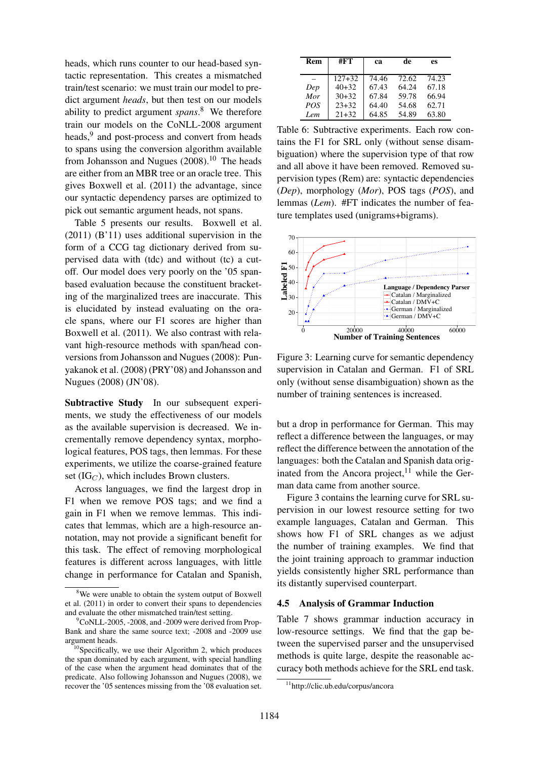heads, which runs counter to our head-based syntactic representation. This creates a mismatched train/test scenario: we must train our model to predict argument *heads*, but then test on our models ability to predict argument *spans*.[8] We therefore train our models on the CoNLL-2008 argument heads,[9] and post-process and convert from heads to spans using the conversion algorithm available from Johansson and Nugues (2008).[10] The heads are either from an MBR tree or an oracle tree. This gives Boxwell et al. (2011) the advantage, since our syntactic dependency parses are optimized to pick out semantic argument heads, not spans.

Table 5 presents our results. Boxwell et al. (2011) (B'11) uses additional supervision in the form of a CCG tag dictionary derived from supervised data with (tdc) and without (tc) a cutoff. Our model does very poorly on the '05 span-based evaluation because the constituent bracketing of the marginalized trees are inaccurate. This is elucidated by instead evaluating on the oracle spans, where our F1 scores are higher than Boxwell et al. (2011). We also contrast with relevant high-resource methods with span/head conversions from Johansson and Nugues (2008): Punyakanok et al. (2008) (PRY'08) and Johansson and Nugues (2008) (JN'08).

**Subtractive Study** In our subsequent experiments, we study the effectiveness of our models as the available supervision is decreased. We incrementally remove dependency syntax, morphological features, POS tags, then lemmas. For these experiments, we utilize the coarse-grained feature set ($\text{IG}_C$), which includes Brown clusters.

Across languages, we find the largest drop in F1 when we remove POS tags; and we find a gain in F1 when we remove lemmas. This indicates that lemmas, which are a high-resource annotation, may not provide a significant benefit for this task. The effect of removing morphological features is different across languages, with little change in performance for Catalan and Spanish, but a drop in performance for German. This may reflect a difference between the languages, or may reflect the difference between the annotation of the languages: both the Catalan and Spanish data originated from the Ancora project,[11] while the German data came from another source.

| Rem | #FT | ca | de | es |
|---|---|---|---|---|
| – | 127+32 | 74.46 | 72.62 | 74.23 |
| *Dep* | 40+32 | 67.43 | 64.24 | 67.18 |
| *Mor* | 30+32 | 67.84 | 59.78 | 66.94 |
| *POS* | 23+32 | 64.40 | 54.68 | 62.71 |
| *Lem* | 21+32 | 64.85 | 54.89 | 63.80 |

Table 6: Subtractive experiments. Each row contains the F1 for SRL only (without sense disambiguation) where the supervision type of that row and all above it have been removed. Removed supervision types (Rem) are: syntactic dependencies (*Dep*), morphology (*Mor*), POS tags (*POS*), and lemmas (*Lem*). #FT indicates the number of feature templates used (unigrams+bigrams).

Figure 3: Learning curve for semantic dependency supervision in Catalan and German. F1 of SRL only (without sense disambiguation) shown as the number of training sentences is increased.

Figure 3 contains the learning curve for SRL supervision in our lowest resource setting for two example languages, Catalan and German. This shows how F1 of SRL changes as we adjust the number of training examples. We find that the joint training approach to grammar induction yields consistently higher SRL performance than its distantly supervised counterpart.

### 4.5 Analysis of Grammar Induction

Table 7 shows grammar induction accuracy in low-resource settings. We find that the gap between the supervised parser and the unsupervised methods is quite large, despite the reasonable accuracy both methods achieve for the SRL end task.

[8] We were unable to obtain the system output of Boxwell et al. (2011) in order to convert their spans to dependencies and evaluate the other mismatched train/test setting.

[9] CoNLL-2005, -2008, and -2009 were derived from PropBank and share the same source text; -2008 and -2009 use argument heads.

[10] Specifically, we use their Algorithm 2, which produces the span dominated by each argument, with special handling of the case when the argument head dominates that of the predicate. Also following Johansson and Nugues (2008), we recover the '05 sentences missing from the '08 evaluation set.

[11] http://clic.ub.edu/corpus/ancora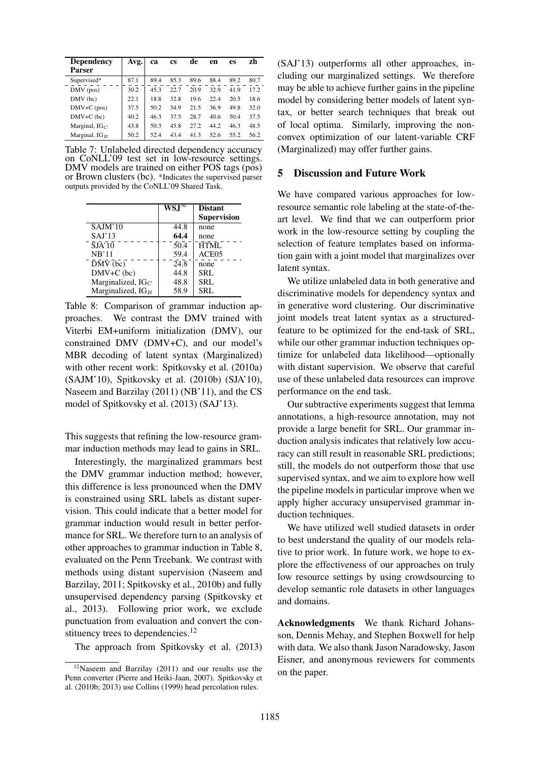| Dependency Parser | Avg. | ca | cs | de | en | es | zh |
|---|---|---|---|---|---|---|---|
| Supervised* | 87.1 | 89.4 | 85.3 | 89.6 | 88.4 | 89.2 | 80.7 |
| DMV (pos) | 30.2 | 45.3 | 22.7 | 20.9 | 32.9 | 41.9 | 17.2 |
| DMV (bc) | 22.1 | 18.8 | 32.8 | 19.6 | 22.4 | 20.5 | 18.6 |
| DMV+C (pos) | 37.5 | 50.2 | 34.9 | 21.5 | 36.9 | 49.8 | 32.0 |
| DMV+C (bc) | 40.2 | 46.3 | 37.5 | 28.7 | 40.6 | 50.4 | 37.5 |
| Marginal, $\text{IG}_C$ | 43.8 | 50.3 | 45.8 | 27.2 | 44.2 | 46.3 | 48.5 |
| Marginal, $\text{IG}_B$ | 50.2 | 52.4 | 43.4 | 41.3 | 52.6 | 55.2 | 56.2 |

Table 7: Unlabeled directed dependency accuracy on CoNLL'09 test set in low-resource settings. DMV models are trained on either POS tags (pos) or Brown clusters (bc). *Indicates the supervised parser outputs provided by the CoNLL'09 Shared Task.

| | $\text{WSJ}^\infty$ | Distant Supervision |
|---|---|---|
| SAJM'10 | 44.8 | none |
| SAJ'13 | **64.4** | none |
| SJA'10 | 50.4 | HTML |
| NB'11 | 59.4 | ACE05 |
| DMV (bc) | 24.8 | none |
| DMV+C (bc) | 44.8 | SRL |
| Marginalized, $\text{IG}_C$ | 48.8 | SRL |
| Marginalized, $\text{IG}_B$ | 58.9 | SRL |

Table 8: Comparison of grammar induction approaches. We contrast the DMV trained with Viterbi EM+uniform initialization (DMV), our constrained DMV (DMV+C), and our model's MBR decoding of latent syntax (Marginalized) with other recent work: Spitkovsky et al. (2010a) (SAJM'10), Spitkovsky et al. (2010b) (SJA'10), Naseem and Barzilay (2011) (NB'11), and the CS model of Spitkovsky et al. (2013) (SAJ'13).

This suggests that refining the low-resource grammar induction methods may lead to gains in SRL.

Interestingly, the marginalized grammars best the DMV grammar induction method; however, this difference is less pronounced when the DMV is constrained using SRL labels as distant supervision. This could indicate that a better model for grammar induction would result in better performance for SRL. We therefore turn to an analysis of other approaches to grammar induction in Table 8, evaluated on the Penn Treebank. We contrast with methods using distant supervision (Naseem and Barzilay, 2011; Spitkovsky et al., 2010b) and fully unsupervised dependency parsing (Spitkovsky et al., 2013). Following prior work, we exclude punctuation from evaluation and convert the constituency trees to dependencies.[12]

The approach from Spitkovsky et al. (2013) (SAJ'13) outperforms all other approaches, including our marginalized settings. We therefore may be able to achieve further gains in the pipeline model by considering better models of latent syntax, or better search techniques that break out of local optima. Similarly, improving the nonconvex optimization of our latent-variable CRF (Marginalized) may offer further gains.

## 5 Discussion and Future Work

We have compared various approaches for low-resource semantic role labeling at the state-of-the-art level. We find that we can outperform prior work in the low-resource setting by coupling the selection of feature templates based on information gain with a joint model that marginalizes over latent syntax.

We utilize unlabeled data in both generative and discriminative models for dependency syntax and in generative word clustering. Our discriminative joint models treat latent syntax as a structured-feature to be optimized for the end-task of SRL, while our other grammar induction techniques optimize for unlabeled data likelihood—optionally with distant supervision. We observe that careful use of these unlabeled data resources can improve performance on the end task.

Our subtractive experiments suggest that lemma annotations, a high-resource annotation, may not provide a large benefit for SRL. Our grammar induction analysis indicates that relatively low accuracy can still result in reasonable SRL predictions; still, the models do not outperform those that use supervised syntax, and we aim to explore how well the pipeline models in particular improve when we apply higher accuracy unsupervised grammar induction techniques.

We have utilized well studied datasets in order to best understand the quality of our models relative to prior work. In future work, we hope to explore the effectiveness of our approaches on truly low resource settings by using crowdsourcing to develop semantic role datasets in other languages and domains.

**Acknowledgments** We thank Richard Johansson, Dennis Mehay, and Stephen Boxwell for help with data. We also thank Jason Naradowsky, Jason Eisner, and anonymous reviewers for comments on the paper.

[12] Naseem and Barzilay (2011) and our results use the Penn converter (Pierre and Heiki-Jaan, 2007). Spitkovsky et al. (2010b; 2013) use Collins (1999) head percolation rules.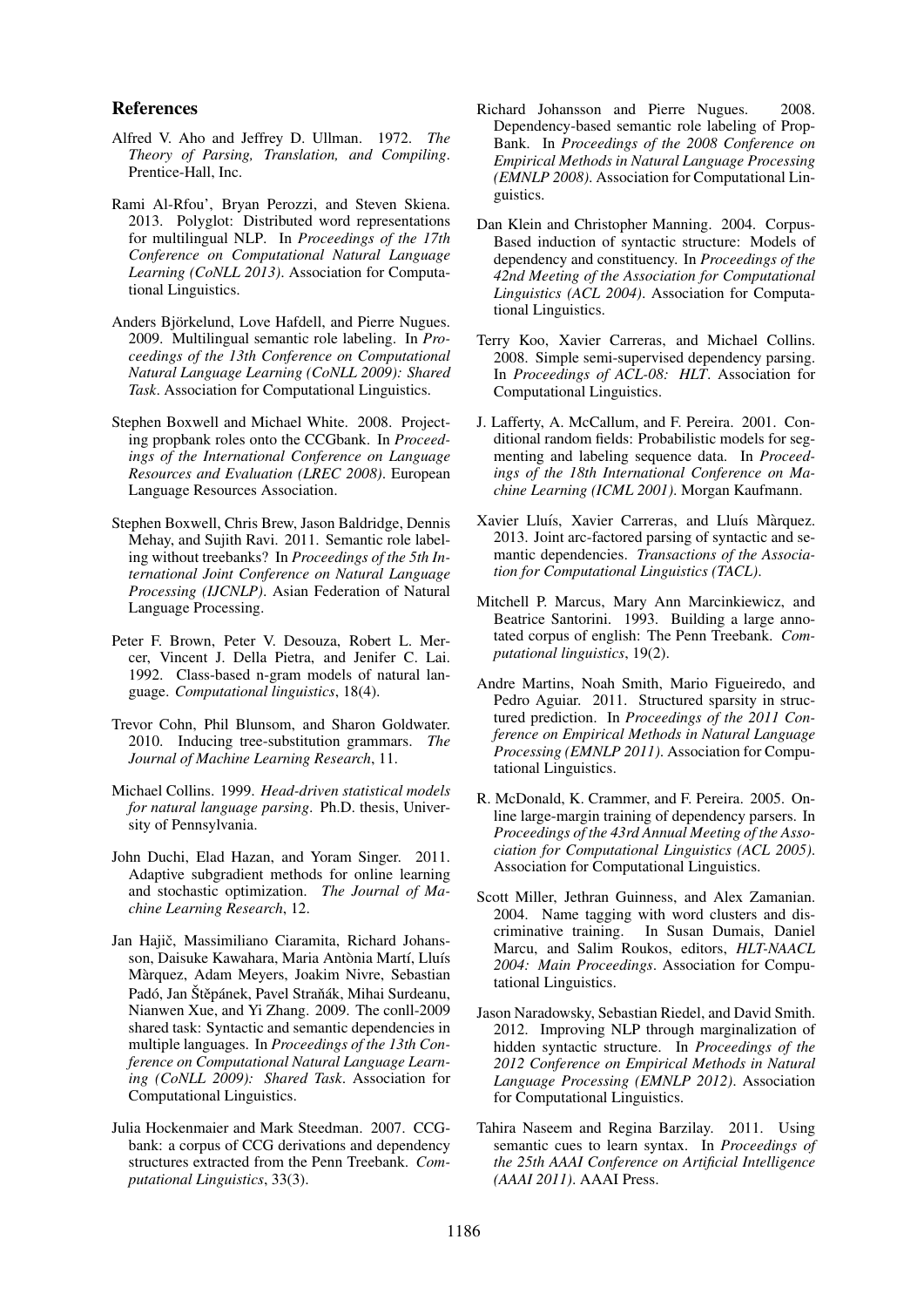## References

Alfred V. Aho and Jeffrey D. Ullman. 1972. *The Theory of Parsing, Translation, and Compiling*. Prentice-Hall, Inc.

Rami Al-Rfou', Bryan Perozzi, and Steven Skiena. 2013. Polyglot: Distributed word representations for multilingual NLP. In *Proceedings of the 17th Conference on Computational Natural Language Learning (CoNLL 2013)*. Association for Computational Linguistics.

Anders Björkelund, Love Hafdell, and Pierre Nugues. 2009. Multilingual semantic role labeling. In *Proceedings of the 13th Conference on Computational Natural Language Learning (CoNLL 2009): Shared Task*. Association for Computational Linguistics.

Stephen Boxwell and Michael White. 2008. Projecting propbank roles onto the CCGbank. In *Proceedings of the International Conference on Language Resources and Evaluation (LREC 2008)*. European Language Resources Association.

Stephen Boxwell, Chris Brew, Jason Baldridge, Dennis Mehay, and Sujith Ravi. 2011. Semantic role labeling without treebanks? In *Proceedings of the 5th International Joint Conference on Natural Language Processing (IJCNLP)*. Asian Federation of Natural Language Processing.

Peter F. Brown, Peter V. Desouza, Robert L. Mercer, Vincent J. Della Pietra, and Jenifer C. Lai. 1992. Class-based n-gram models of natural language. *Computational linguistics*, 18(4).

Trevor Cohn, Phil Blunsom, and Sharon Goldwater. 2010. Inducing tree-substitution grammars. *The Journal of Machine Learning Research*, 11.

Michael Collins. 1999. *Head-driven statistical models for natural language parsing*. Ph.D. thesis, University of Pennsylvania.

John Duchi, Elad Hazan, and Yoram Singer. 2011. Adaptive subgradient methods for online learning and stochastic optimization. *The Journal of Machine Learning Research*, 12.

Jan Hajič, Massimiliano Ciaramita, Richard Johansson, Daisuke Kawahara, Maria Antònia Martí, Lluís Màrquez, Adam Meyers, Joakim Nivre, Sebastian Padó, Jan Štěpánek, Pavel Straňák, Mihai Surdeanu, Nianwen Xue, and Yi Zhang. 2009. The conll-2009 shared task: Syntactic and semantic dependencies in multiple languages. In *Proceedings of the 13th Conference on Computational Natural Language Learning (CoNLL 2009): Shared Task*. Association for Computational Linguistics.

Julia Hockenmaier and Mark Steedman. 2007. CCGbank: a corpus of CCG derivations and dependency structures extracted from the Penn Treebank. *Computational Linguistics*, 33(3).

Richard Johansson and Pierre Nugues. 2008. Dependency-based semantic role labeling of PropBank. In *Proceedings of the 2008 Conference on Empirical Methods in Natural Language Processing (EMNLP 2008)*. Association for Computational Linguistics.

Dan Klein and Christopher Manning. 2004. Corpus-Based induction of syntactic structure: Models of dependency and constituency. In *Proceedings of the 42nd Meeting of the Association for Computational Linguistics (ACL 2004)*. Association for Computational Linguistics.

Terry Koo, Xavier Carreras, and Michael Collins. 2008. Simple semi-supervised dependency parsing. In *Proceedings of ACL-08: HLT*. Association for Computational Linguistics.

J. Lafferty, A. McCallum, and F. Pereira. 2001. Conditional random fields: Probabilistic models for segmenting and labeling sequence data. In *Proceedings of the 18th International Conference on Machine Learning (ICML 2001)*. Morgan Kaufmann.

Xavier Lluís, Xavier Carreras, and Lluís Màrquez. 2013. Joint arc-factored parsing of syntactic and semantic dependencies. *Transactions of the Association for Computational Linguistics (TACL)*.

Mitchell P. Marcus, Mary Ann Marcinkiewicz, and Beatrice Santorini. 1993. Building a large annotated corpus of english: The Penn Treebank. *Computational linguistics*, 19(2).

Andre Martins, Noah Smith, Mario Figueiredo, and Pedro Aguiar. 2011. Structured sparsity in structured prediction. In *Proceedings of the 2011 Conference on Empirical Methods in Natural Language Processing (EMNLP 2011)*. Association for Computational Linguistics.

R. McDonald, K. Crammer, and F. Pereira. 2005. Online large-margin training of dependency parsers. In *Proceedings of the 43rd Annual Meeting of the Association for Computational Linguistics (ACL 2005)*. Association for Computational Linguistics.

Scott Miller, Jethran Guinness, and Alex Zamanian. 2004. Name tagging with word clusters and discriminative training. In Susan Dumais, Daniel Marcu, and Salim Roukos, editors, *HLT-NAACL 2004: Main Proceedings*. Association for Computational Linguistics.

Jason Naradowsky, Sebastian Riedel, and David Smith. 2012. Improving NLP through marginalization of hidden syntactic structure. In *Proceedings of the 2012 Conference on Empirical Methods in Natural Language Processing (EMNLP 2012)*. Association for Computational Linguistics.

Tahira Naseem and Regina Barzilay. 2011. Using semantic cues to learn syntax. In *Proceedings of the 25th AAAI Conference on Artificial Intelligence (AAAI 2011)*. AAAI Press.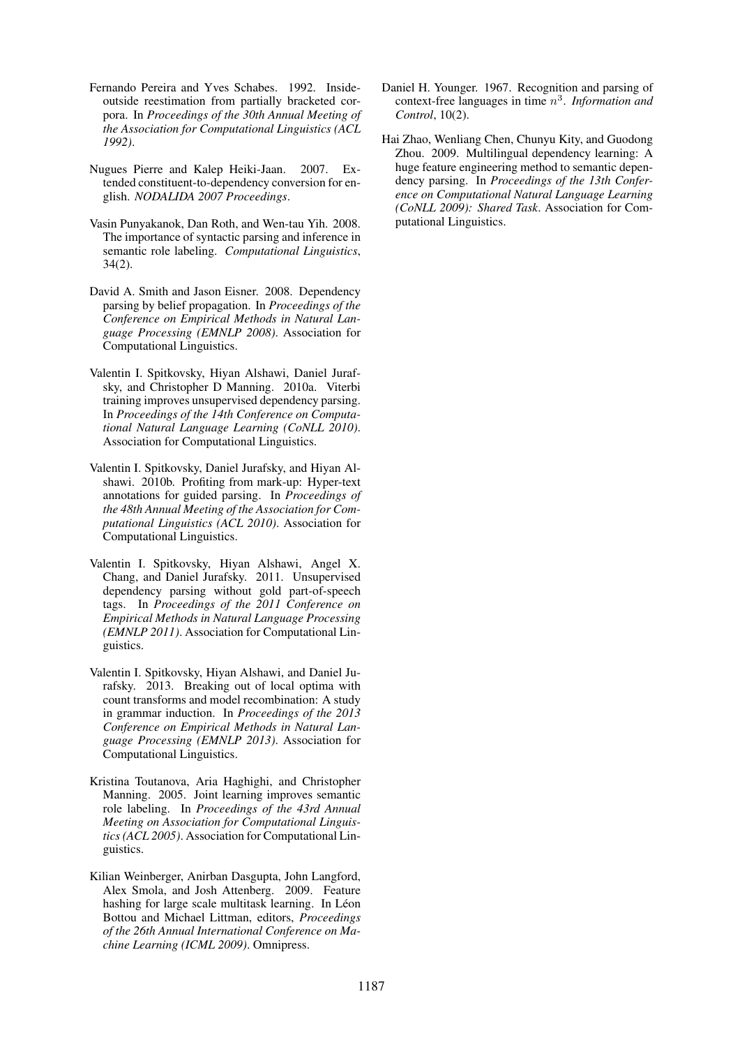Fernando Pereira and Yves Schabes. 1992. Inside-outside reestimation from partially bracketed corpora. In *Proceedings of the 30th Annual Meeting of the Association for Computational Linguistics (ACL 1992)*.

Nugues Pierre and Kalep Heiki-Jaan. 2007. Extended constituent-to-dependency conversion for english. *NODALIDA 2007 Proceedings*.

Vasin Punyakanok, Dan Roth, and Wen-tau Yih. 2008. The importance of syntactic parsing and inference in semantic role labeling. *Computational Linguistics*, 34(2).

David A. Smith and Jason Eisner. 2008. Dependency parsing by belief propagation. In *Proceedings of the Conference on Empirical Methods in Natural Language Processing (EMNLP 2008)*. Association for Computational Linguistics.

Valentin I. Spitkovsky, Hiyan Alshawi, Daniel Jurafsky, and Christopher D Manning. 2010a. Viterbi training improves unsupervised dependency parsing. In *Proceedings of the 14th Conference on Computational Natural Language Learning (CoNLL 2010)*. Association for Computational Linguistics.

Valentin I. Spitkovsky, Daniel Jurafsky, and Hiyan Alshawi. 2010b. Profiting from mark-up: Hyper-text annotations for guided parsing. In *Proceedings of the 48th Annual Meeting of the Association for Computational Linguistics (ACL 2010)*. Association for Computational Linguistics.

Valentin I. Spitkovsky, Hiyan Alshawi, Angel X. Chang, and Daniel Jurafsky. 2011. Unsupervised dependency parsing without gold part-of-speech tags. In *Proceedings of the 2011 Conference on Empirical Methods in Natural Language Processing (EMNLP 2011)*. Association for Computational Linguistics.

Valentin I. Spitkovsky, Hiyan Alshawi, and Daniel Jurafsky. 2013. Breaking out of local optima with count transforms and model recombination: A study in grammar induction. In *Proceedings of the 2013 Conference on Empirical Methods in Natural Language Processing (EMNLP 2013)*. Association for Computational Linguistics.

Kristina Toutanova, Aria Haghighi, and Christopher Manning. 2005. Joint learning improves semantic role labeling. In *Proceedings of the 43rd Annual Meeting on Association for Computational Linguistics (ACL 2005)*. Association for Computational Linguistics.

Kilian Weinberger, Anirban Dasgupta, John Langford, Alex Smola, and Josh Attenberg. 2009. Feature hashing for large scale multitask learning. In Léon Bottou and Michael Littman, editors, *Proceedings of the 26th Annual International Conference on Machine Learning (ICML 2009)*. Omnipress.

Daniel H. Younger. 1967. Recognition and parsing of context-free languages in time $n^3$. *Information and Control*, 10(2).

Hai Zhao, Wenliang Chen, Chunyu Kity, and Guodong Zhou. 2009. Multilingual dependency learning: A huge feature engineering method to semantic dependency parsing. In *Proceedings of the 13th Conference on Computational Natural Language Learning (CoNLL 2009): Shared Task*. Association for Computational Linguistics.